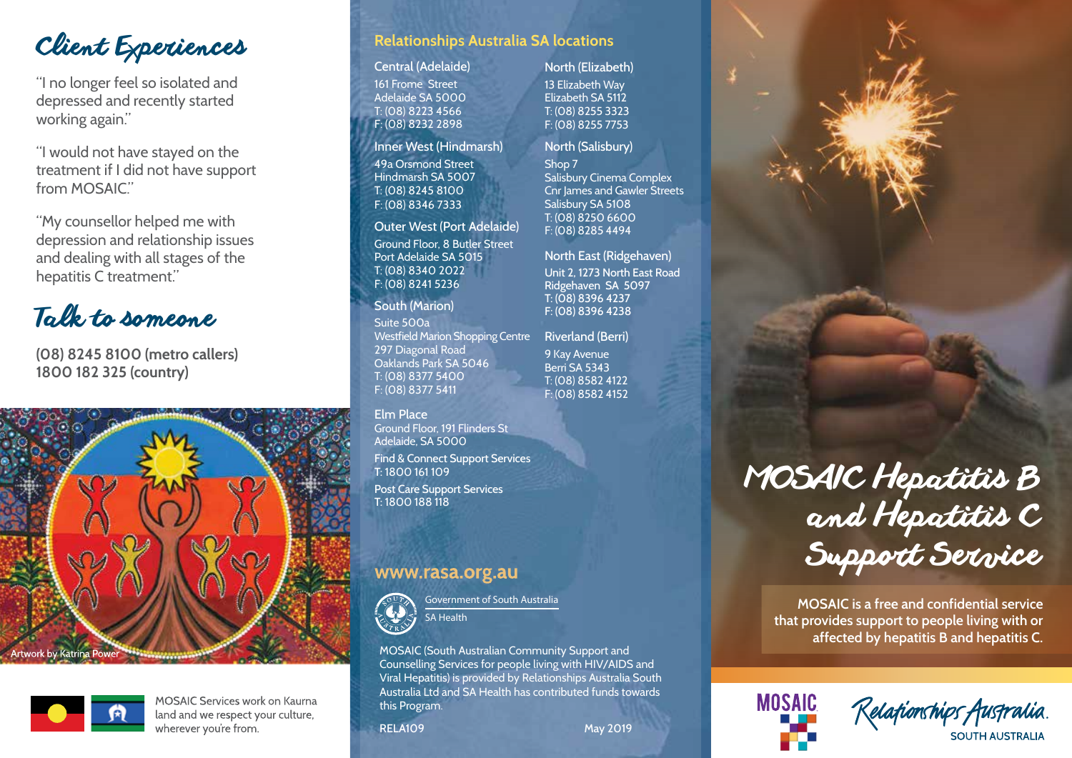# Client Experiences

"I no longer feel so isolated and depressed and recently started working again."

"I would not have stayed on the treatment if I did not have support from MOSAIC."

"My counsellor helped me with depression and relationship issues and dealing with all stages of the hepatitis C treatment."

# Talk to someone

**(08) 8245 8100 (metro callers)**
**1800 182 325 (country)**

Artwork by Katrina Power

MOSAIC Services work on Kaurna land and we respect your culture, wherever you're from.

## Relationships Australia SA locations

**Central (Adelaide)**
161 Frome Street
Adelaide SA 5000
T: (08) 8223 4566
F: (08) 8232 2898

**Inner West (Hindmarsh)**
49a Orsmond Street
Hindmarsh SA 5007
T: (08) 8245 8100
F: (08) 8346 7333

**Outer West (Port Adelaide)**
Ground Floor, 8 Butler Street
Port Adelaide SA 5015
T: (08) 8340 2022
F: (08) 8241 5236

**South (Marion)**
Suite 500a
Westfield Marion Shopping Centre
297 Diagonal Road
Oaklands Park SA 5046
T: (08) 8377 5400
F: (08) 8377 5411

**Elm Place**
Ground Floor, 191 Flinders St
Adelaide, SA 5000

Find & Connect Support Services
T: 1800 161 109

Post Care Support Services
T: 1800 188 118

**North (Elizabeth)**
13 Elizabeth Way
Elizabeth SA 5112
T: (08) 8255 3323
F: (08) 8255 7753

**North (Salisbury)**
Shop 7
Salisbury Cinema Complex
Cnr James and Gawler Streets
Salisbury SA 5108
T: (08) 8250 6600
F: (08) 8285 4494

**North East (Ridgehaven)**
Unit 2, 1273 North East Road
Ridgehaven SA 5097
T: (08) 8396 4237
F: (08) 8396 4238

**Riverland (Berri)**
9 Kay Avenue
Berri SA 5343
T: (08) 8582 4122
F: (08) 8582 4152

## www.rasa.org.au

Government of South Australia
SA Health

MOSAIC (South Australian Community Support and Counselling Services for people living with HIV/AIDS and Viral Hepatitis) is provided by Relationships Australia South Australia Ltd and SA Health has contributed funds towards this Program.

RELA109 May 2019

# MOSAIC Hepatitis B and Hepatitis C Support Service

**MOSAIC is a free and confidential service that provides support to people living with or affected by hepatitis B and hepatitis C.**

MOSAIC

Relationships Australia
SOUTH AUSTRALIA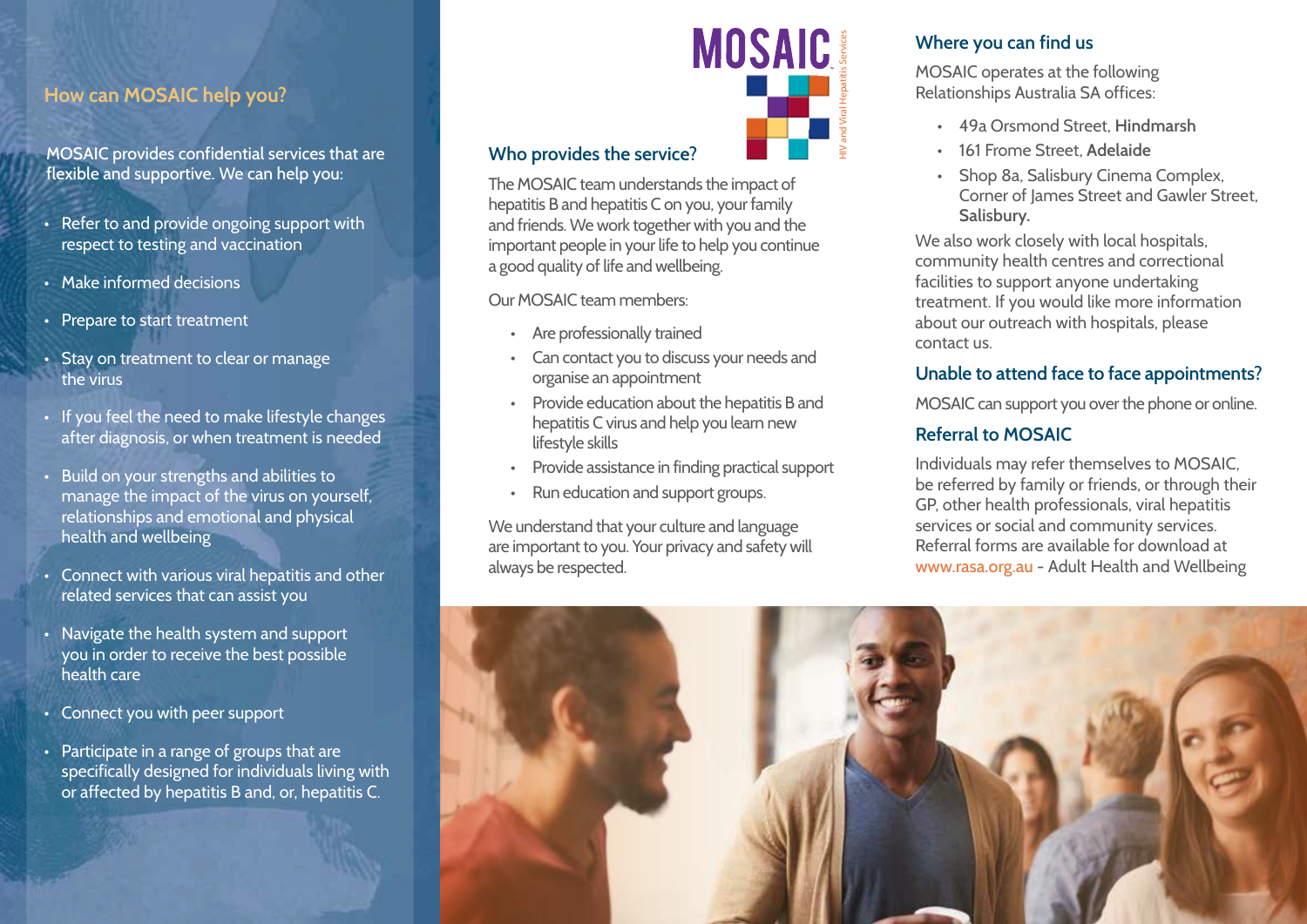## How can MOSAIC help you?

MOSAIC provides confidential services that are flexible and supportive. We can help you:

- Refer to and provide ongoing support with respect to testing and vaccination
- Make informed decisions
- Prepare to start treatment
- Stay on treatment to clear or manage the virus
- If you feel the need to make lifestyle changes after diagnosis, or when treatment is needed
- Build on your strengths and abilities to manage the impact of the virus on yourself, relationships and emotional and physical health and wellbeing
- Connect with various viral hepatitis and other related services that can assist you
- Navigate the health system and support you in order to receive the best possible health care
- Connect you with peer support
- Participate in a range of groups that are specifically designed for individuals living with or affected by hepatitis B and, or, hepatitis C.

MOSAIC

HIV and Viral Hepatitis Services

## Who provides the service?

The MOSAIC team understands the impact of hepatitis B and hepatitis C on you, your family and friends. We work together with you and the important people in your life to help you continue a good quality of life and wellbeing.

Our MOSAIC team members:

- Are professionally trained
- Can contact you to discuss your needs and organise an appointment
- Provide education about the hepatitis B and hepatitis C virus and help you learn new lifestyle skills
- Provide assistance in finding practical support
- Run education and support groups.

We understand that your culture and language are important to you. Your privacy and safety will always be respected.

## Where you can find us

MOSAIC operates at the following Relationships Australia SA offices:

- 49a Orsmond Street, **Hindmarsh**
- 161 Frome Street, **Adelaide**
- Shop 8a, Salisbury Cinema Complex, Corner of James Street and Gawler Street, **Salisbury.**

We also work closely with local hospitals, community health centres and correctional facilities to support anyone undertaking treatment. If you would like more information about our outreach with hospitals, please contact us.

## Unable to attend face to face appointments?

MOSAIC can support you over the phone or online.

## Referral to MOSAIC

Individuals may refer themselves to MOSAIC, be referred by family or friends, or through their GP, other health professionals, viral hepatitis services or social and community services. Referral forms are available for download at www.rasa.org.au - Adult Health and Wellbeing